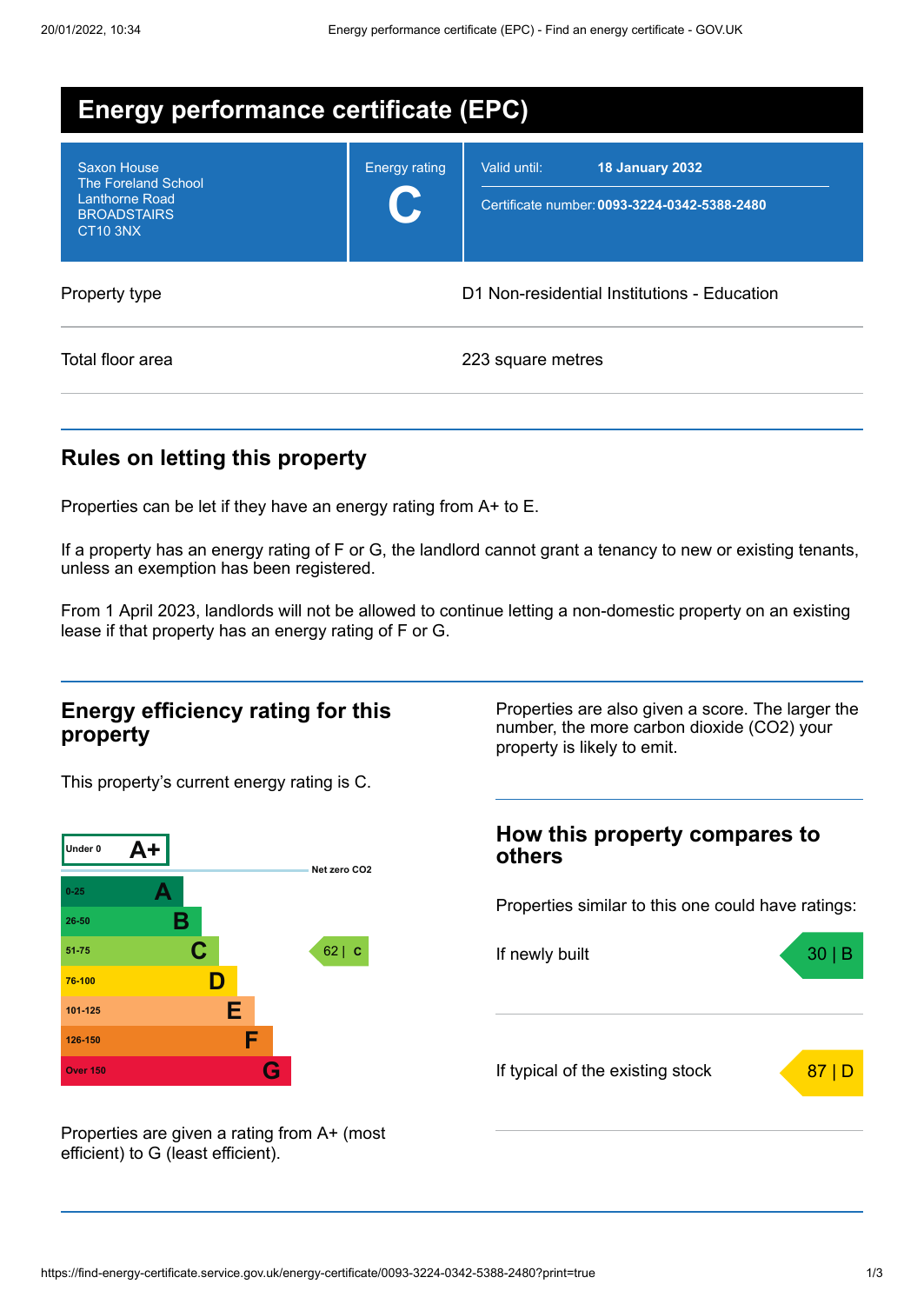# Energy performance certificate (EPC)

Saxon House
The Foreland School
Lanthorne Road
BROADSTAIRS
CT10 3NX

Energy rating

**C**

Valid until: **18 January 2032**

Certificate number: **0093-3224-0342-5388-2480**

| | |
|---|---|
| Property type | D1 Non-residential Institutions - Education |
| Total floor area | 223 square metres |

## Rules on letting this property

Properties can be let if they have an energy rating from A+ to E.

If a property has an energy rating of F or G, the landlord cannot grant a tenancy to new or existing tenants, unless an exemption has been registered.

From 1 April 2023, landlords will not be allowed to continue letting a non-domestic property on an existing lease if that property has an energy rating of F or G.

## Energy efficiency rating for this property

This property's current energy rating is C.

Under 0 A+
Net zero CO2
0-25 A
26-50 B
51-75 C
76-100 D
101-125 E
126-150 F
Over 150 G
62 | C

Properties are given a rating from A+ (most efficient) to G (least efficient).

Properties are also given a score. The larger the number, the more carbon dioxide (CO2) your property is likely to emit.

## How this property compares to others

Properties similar to this one could have ratings:

| | |
|---|---|
| If newly built | 30 \| B |
| If typical of the existing stock | 87 \| D |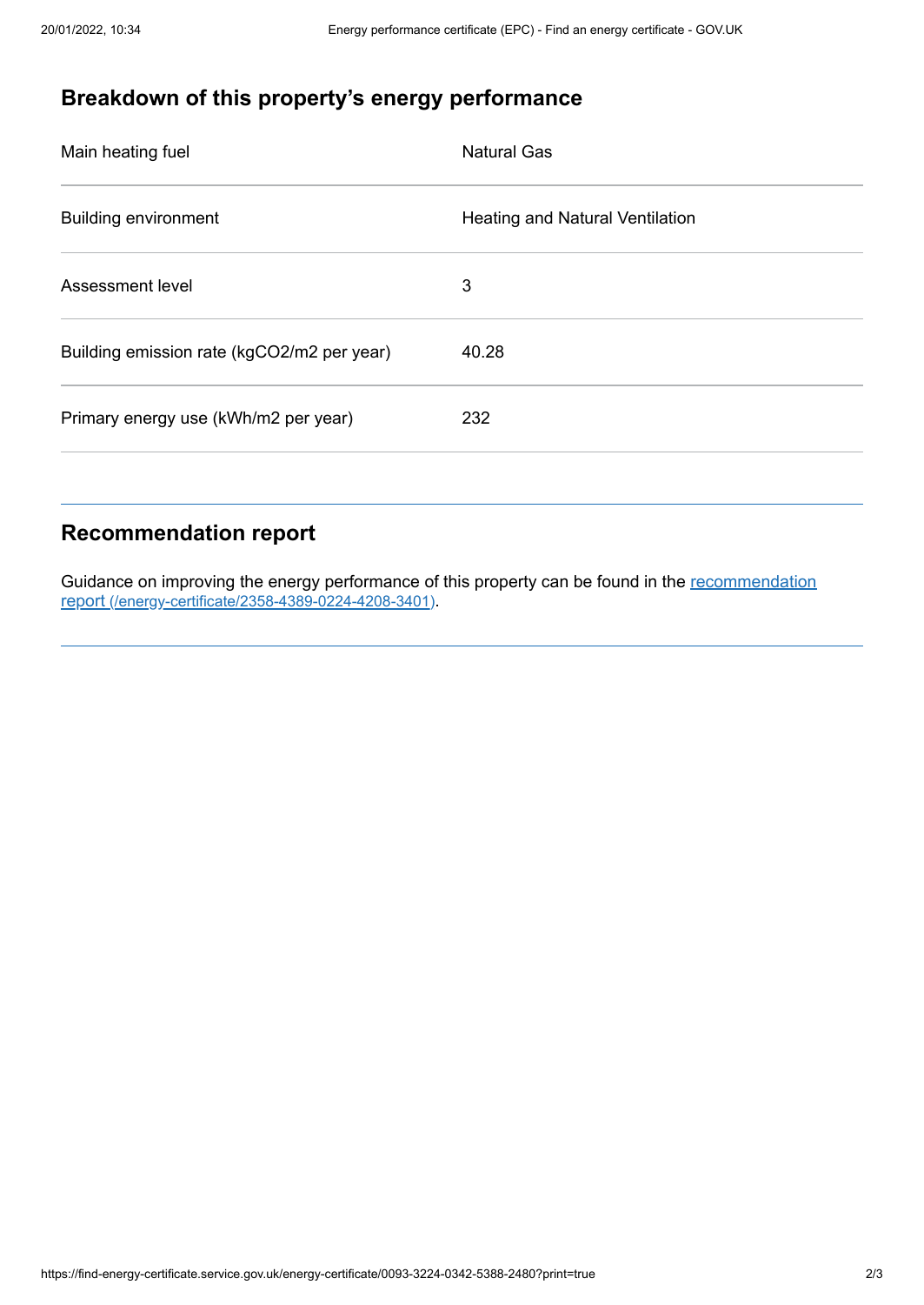## Breakdown of this property's energy performance

| | |
|---|---|
| Main heating fuel | Natural Gas |
| Building environment | Heating and Natural Ventilation |
| Assessment level | 3 |
| Building emission rate (kgCO2/m2 per year) | 40.28 |
| Primary energy use (kWh/m2 per year) | 232 |

## Recommendation report

Guidance on improving the energy performance of this property can be found in the recommendation report (/energy-certificate/2358-4389-0224-4208-3401).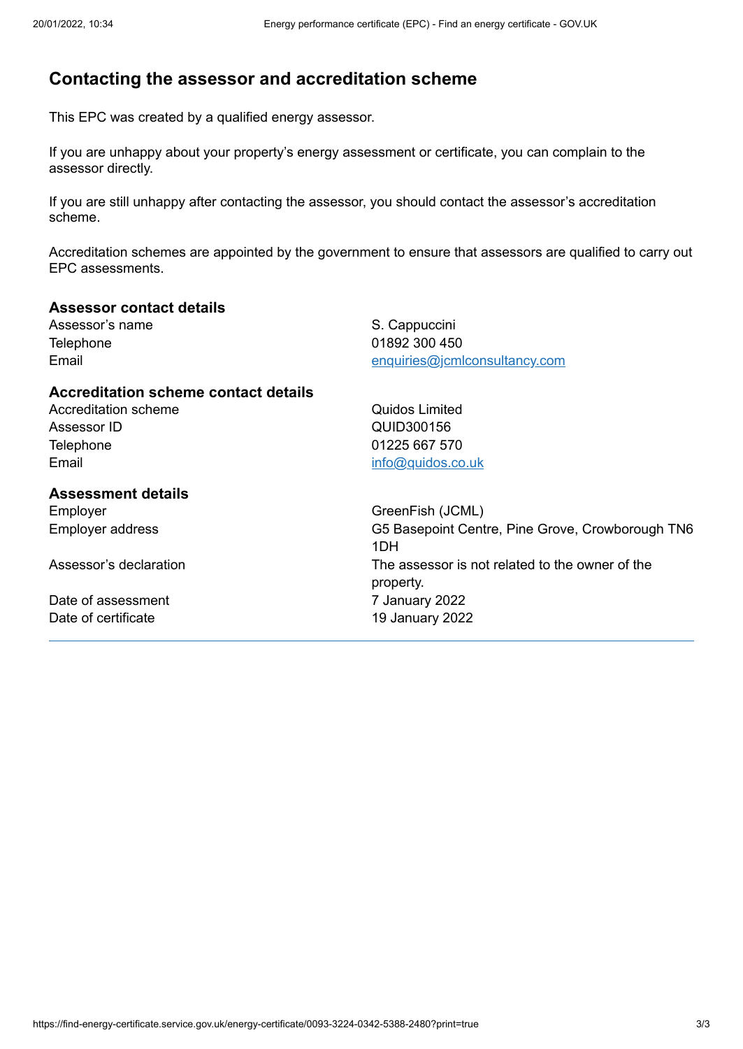## Contacting the assessor and accreditation scheme

This EPC was created by a qualified energy assessor.

If you are unhappy about your property's energy assessment or certificate, you can complain to the assessor directly.

If you are still unhappy after contacting the assessor, you should contact the assessor's accreditation scheme.

Accreditation schemes are appointed by the government to ensure that assessors are qualified to carry out EPC assessments.

### Assessor contact details

| | |
|---|---|
| Assessor's name | S. Cappuccini |
| Telephone | 01892 300 450 |
| Email | enquiries@jcmlconsultancy.com |

### Accreditation scheme contact details

| | |
|---|---|
| Accreditation scheme | Quidos Limited |
| Assessor ID | QUID300156 |
| Telephone | 01225 667 570 |
| Email | info@quidos.co.uk |

### Assessment details

| | |
|---|---|
| Employer | GreenFish (JCML) |
| Employer address | G5 Basepoint Centre, Pine Grove, Crowborough TN6 1DH |
| Assessor's declaration | The assessor is not related to the owner of the property. |
| Date of assessment | 7 January 2022 |
| Date of certificate | 19 January 2022 |